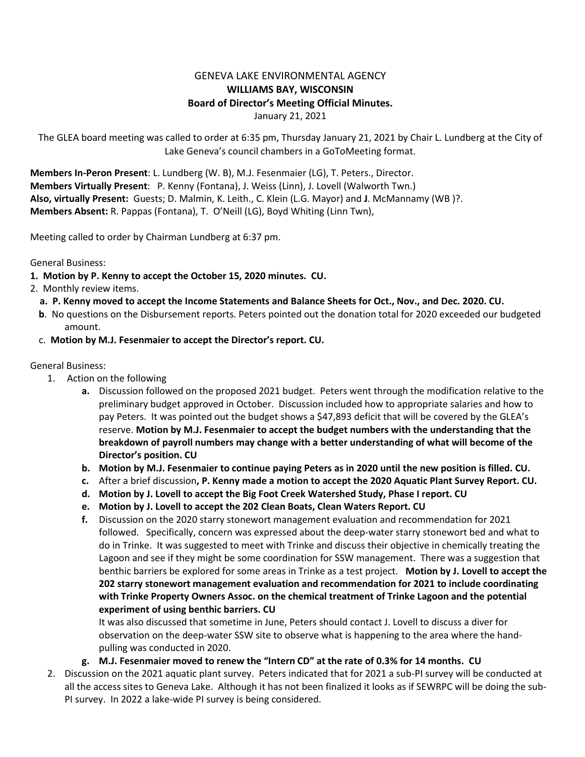GENEVA LAKE ENVIRONMENTAL AGENCY

**WILLIAMS BAY, WISCONSIN**

**Board of Director's Meeting Official Minutes.**

January 21, 2021

The GLEA board meeting was called to order at 6:35 pm, Thursday January 21, 2021 by Chair L. Lundberg at the City of Lake Geneva's council chambers in a GoToMeeting format.

**Members In-Peron Present**: L. Lundberg (W. B), M.J. Fesenmaier (LG), T. Peters., Director.
**Members Virtually Present**: P. Kenny (Fontana), J. Weiss (Linn), J. Lovell (Walworth Twn.)
**Also, virtually Present:** Guests; D. Malmin, K. Leith., C. Klein (L.G. Mayor) and **J**. McMannamy (WB )?.
**Members Absent:** R. Pappas (Fontana), T. O'Neill (LG), Boyd Whiting (Linn Twn),

Meeting called to order by Chairman Lundberg at 6:37 pm.

General Business:

**1. Motion by P. Kenny to accept the October 15, 2020 minutes. CU.**

2. Monthly review items.
   - **a. P. Kenny moved to accept the Income Statements and Balance Sheets for Oct., Nov., and Dec. 2020. CU.**
   - **b**. No questions on the Disbursement reports. Peters pointed out the donation total for 2020 exceeded our budgeted amount.
   - c. **Motion by M.J. Fesenmaier to accept the Director's report. CU.**

General Business:

1. Action on the following
   - **a.** Discussion followed on the proposed 2021 budget. Peters went through the modification relative to the preliminary budget approved in October. Discussion included how to appropriate salaries and how to pay Peters. It was pointed out the budget shows a $47,893 deficit that will be covered by the GLEA's reserve. **Motion by M.J. Fesenmaier to accept the budget numbers with the understanding that the breakdown of payroll numbers may change with a better understanding of what will become of the Director's position. CU**
   - **b. Motion by M.J. Fesenmaier to continue paying Peters as in 2020 until the new position is filled. CU.**
   - **c.** After a brief discussion**, P. Kenny made a motion to accept the 2020 Aquatic Plant Survey Report. CU.**
   - **d. Motion by J. Lovell to accept the Big Foot Creek Watershed Study, Phase I report. CU**
   - **e. Motion by J. Lovell to accept the 202 Clean Boats, Clean Waters Report. CU**
   - **f.** Discussion on the 2020 starry stonewort management evaluation and recommendation for 2021 followed. Specifically, concern was expressed about the deep-water starry stonewort bed and what to do in Trinke. It was suggested to meet with Trinke and discuss their objective in chemically treating the Lagoon and see if they might be some coordination for SSW management. There was a suggestion that benthic barriers be explored for some areas in Trinke as a test project. **Motion by J. Lovell to accept the 202 starry stonewort management evaluation and recommendation for 2021 to include coordinating with Trinke Property Owners Assoc. on the chemical treatment of Trinke Lagoon and the potential experiment of using benthic barriers. CU**

     It was also discussed that sometime in June, Peters should contact J. Lovell to discuss a diver for observation on the deep-water SSW site to observe what is happening to the area where the hand-pulling was conducted in 2020.
   - **g. M.J. Fesenmaier moved to renew the "Intern CD" at the rate of 0.3% for 14 months. CU**
2. Discussion on the 2021 aquatic plant survey. Peters indicated that for 2021 a sub-PI survey will be conducted at all the access sites to Geneva Lake. Although it has not been finalized it looks as if SEWRPC will be doing the sub-PI survey. In 2022 a lake-wide PI survey is being considered.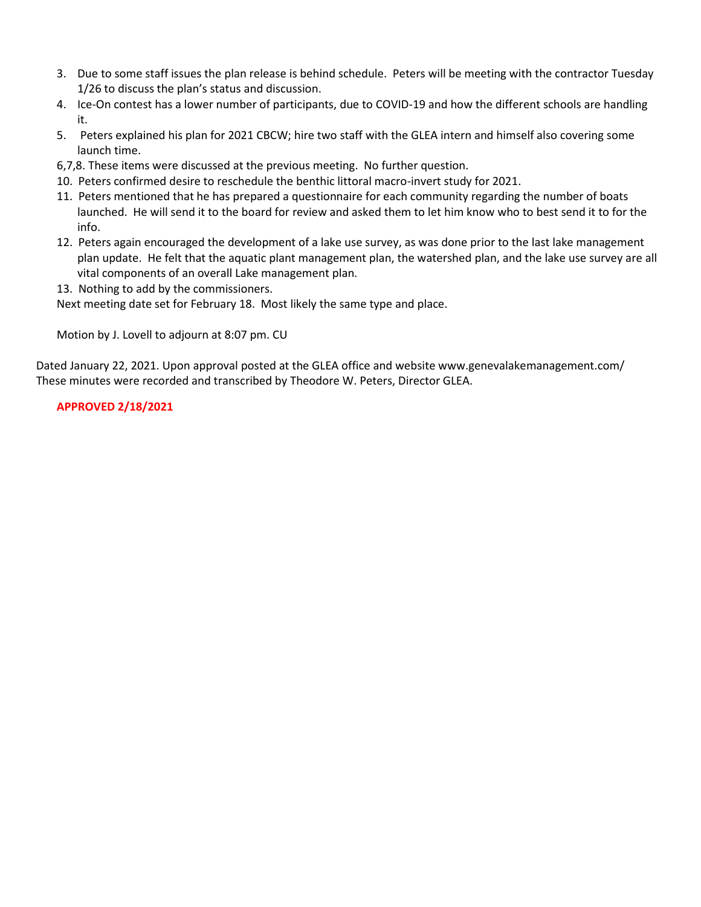3. Due to some staff issues the plan release is behind schedule. Peters will be meeting with the contractor Tuesday 1/26 to discuss the plan's status and discussion.
4. Ice-On contest has a lower number of participants, due to COVID-19 and how the different schools are handling it.
5. Peters explained his plan for 2021 CBCW; hire two staff with the GLEA intern and himself also covering some launch time.

6,7,8. These items were discussed at the previous meeting. No further question.

10. Peters confirmed desire to reschedule the benthic littoral macro-invert study for 2021.
11. Peters mentioned that he has prepared a questionnaire for each community regarding the number of boats launched. He will send it to the board for review and asked them to let him know who to best send it to for the info.
12. Peters again encouraged the development of a lake use survey, as was done prior to the last lake management plan update. He felt that the aquatic plant management plan, the watershed plan, and the lake use survey are all vital components of an overall Lake management plan.
13. Nothing to add by the commissioners.

Next meeting date set for February 18. Most likely the same type and place.

Motion by J. Lovell to adjourn at 8:07 pm. CU

Dated January 22, 2021. Upon approval posted at the GLEA office and website www.genevalakemanagement.com/
These minutes were recorded and transcribed by Theodore W. Peters, Director GLEA.

**APPROVED 2/18/2021**